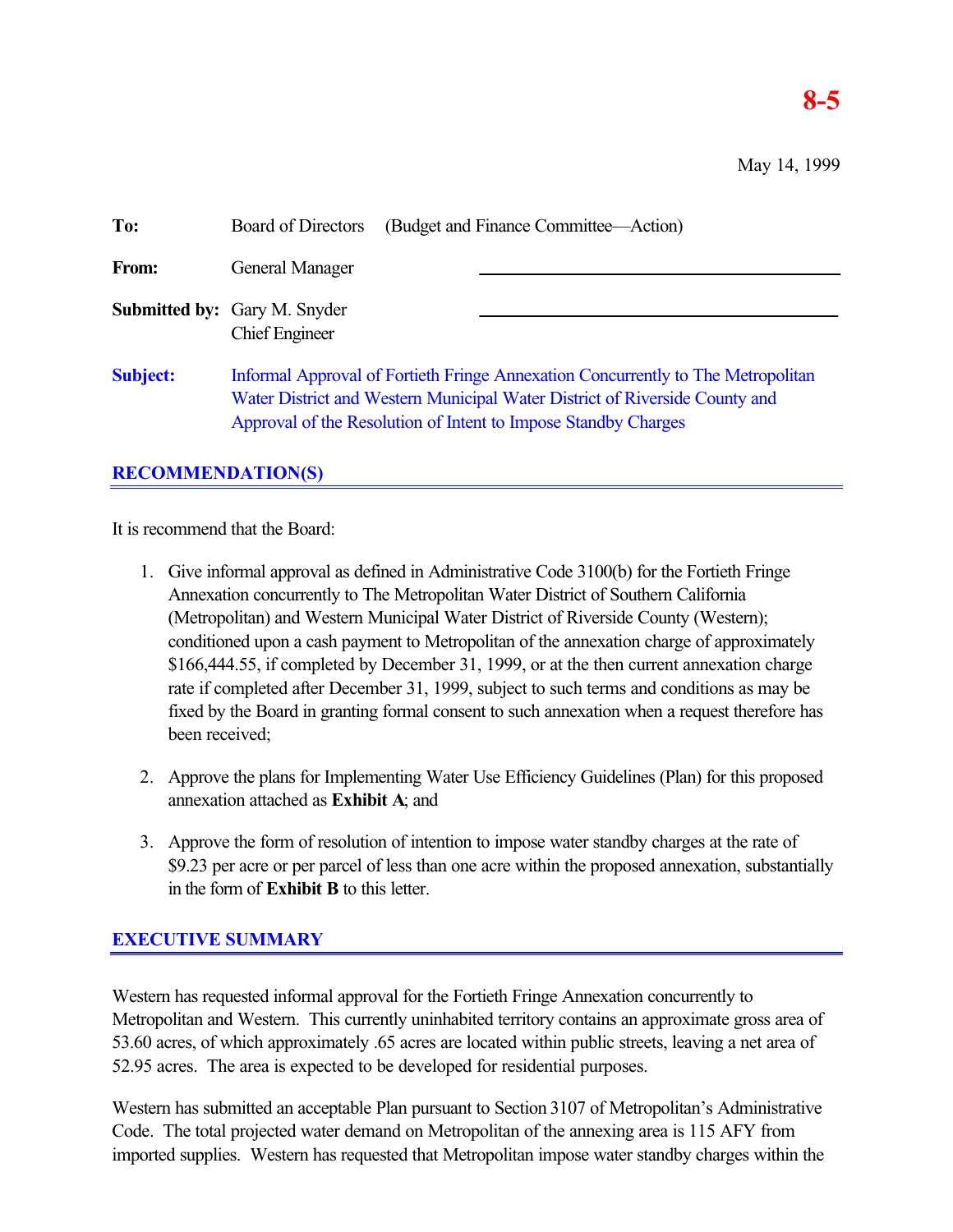**8-5**

May 14, 1999

**To:** Board of Directors (Budget and Finance Committee—Action)

**From:** General Manager

**Submitted by:** Gary M. Snyder
Chief Engineer

**Subject:** Informal Approval of Fortieth Fringe Annexation Concurrently to The Metropolitan Water District and Western Municipal Water District of Riverside County and Approval of the Resolution of Intent to Impose Standby Charges

## RECOMMENDATION(S)

It is recommend that the Board:

1. Give informal approval as defined in Administrative Code 3100(b) for the Fortieth Fringe Annexation concurrently to The Metropolitan Water District of Southern California (Metropolitan) and Western Municipal Water District of Riverside County (Western); conditioned upon a cash payment to Metropolitan of the annexation charge of approximately $166,444.55, if completed by December 31, 1999, or at the then current annexation charge rate if completed after December 31, 1999, subject to such terms and conditions as may be fixed by the Board in granting formal consent to such annexation when a request therefore has been received;

2. Approve the plans for Implementing Water Use Efficiency Guidelines (Plan) for this proposed annexation attached as **Exhibit A**; and

3. Approve the form of resolution of intention to impose water standby charges at the rate of $9.23 per acre or per parcel of less than one acre within the proposed annexation, substantially in the form of **Exhibit B** to this letter.

## EXECUTIVE SUMMARY

Western has requested informal approval for the Fortieth Fringe Annexation concurrently to Metropolitan and Western. This currently uninhabited territory contains an approximate gross area of 53.60 acres, of which approximately .65 acres are located within public streets, leaving a net area of 52.95 acres. The area is expected to be developed for residential purposes.

Western has submitted an acceptable Plan pursuant to Section 3107 of Metropolitan's Administrative Code. The total projected water demand on Metropolitan of the annexing area is 115 AFY from imported supplies. Western has requested that Metropolitan impose water standby charges within the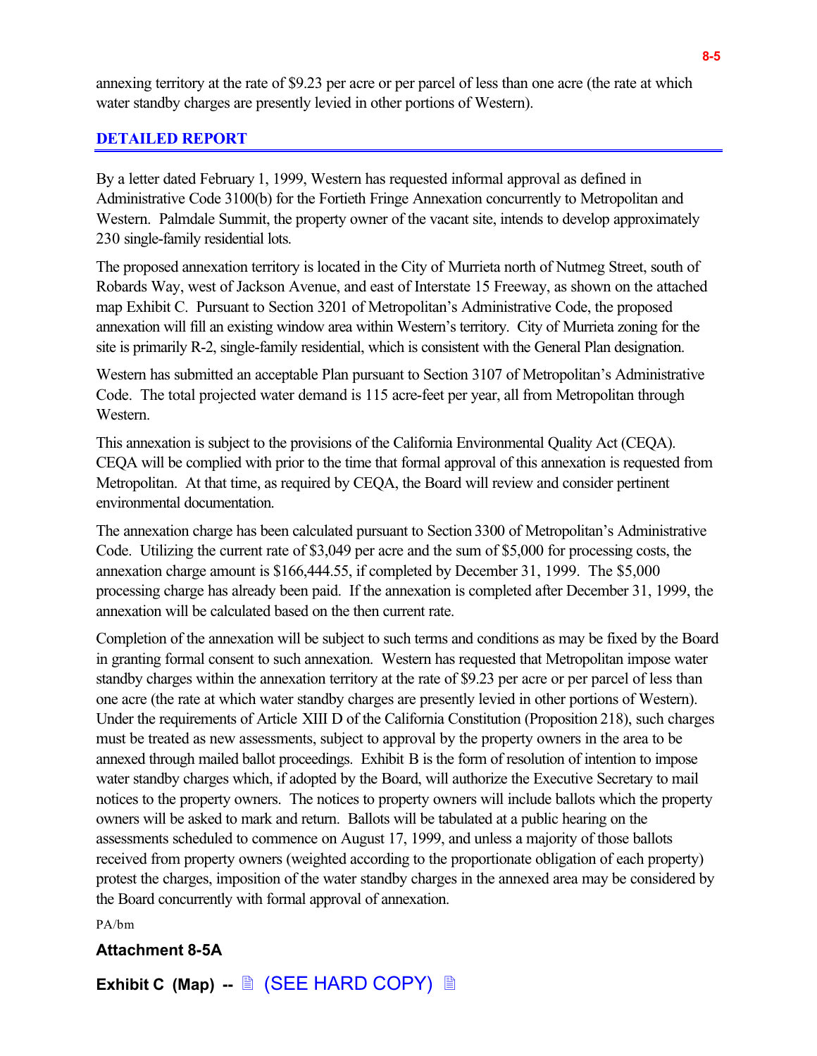annexing territory at the rate of $9.23 per acre or per parcel of less than one acre (the rate at which water standby charges are presently levied in other portions of Western).

## DETAILED REPORT

By a letter dated February 1, 1999, Western has requested informal approval as defined in Administrative Code 3100(b) for the Fortieth Fringe Annexation concurrently to Metropolitan and Western. Palmdale Summit, the property owner of the vacant site, intends to develop approximately 230 single-family residential lots.

The proposed annexation territory is located in the City of Murrieta north of Nutmeg Street, south of Robards Way, west of Jackson Avenue, and east of Interstate 15 Freeway, as shown on the attached map Exhibit C. Pursuant to Section 3201 of Metropolitan's Administrative Code, the proposed annexation will fill an existing window area within Western's territory. City of Murrieta zoning for the site is primarily R-2, single-family residential, which is consistent with the General Plan designation.

Western has submitted an acceptable Plan pursuant to Section 3107 of Metropolitan's Administrative Code. The total projected water demand is 115 acre-feet per year, all from Metropolitan through Western.

This annexation is subject to the provisions of the California Environmental Quality Act (CEQA). CEQA will be complied with prior to the time that formal approval of this annexation is requested from Metropolitan. At that time, as required by CEQA, the Board will review and consider pertinent environmental documentation.

The annexation charge has been calculated pursuant to Section 3300 of Metropolitan's Administrative Code. Utilizing the current rate of $3,049 per acre and the sum of $5,000 for processing costs, the annexation charge amount is $166,444.55, if completed by December 31, 1999. The $5,000 processing charge has already been paid. If the annexation is completed after December 31, 1999, the annexation will be calculated based on the then current rate.

Completion of the annexation will be subject to such terms and conditions as may be fixed by the Board in granting formal consent to such annexation. Western has requested that Metropolitan impose water standby charges within the annexation territory at the rate of $9.23 per acre or per parcel of less than one acre (the rate at which water standby charges are presently levied in other portions of Western). Under the requirements of Article XIII D of the California Constitution (Proposition 218), such charges must be treated as new assessments, subject to approval by the property owners in the area to be annexed through mailed ballot proceedings. Exhibit B is the form of resolution of intention to impose water standby charges which, if adopted by the Board, will authorize the Executive Secretary to mail notices to the property owners. The notices to property owners will include ballots which the property owners will be asked to mark and return. Ballots will be tabulated at a public hearing on the assessments scheduled to commence on August 17, 1999, and unless a majority of those ballots received from property owners (weighted according to the proportionate obligation of each property) protest the charges, imposition of the water standby charges in the annexed area may be considered by the Board concurrently with formal approval of annexation.

PA/bm

**Attachment 8-5A**

**Exhibit C (Map) --** (SEE HARD COPY)